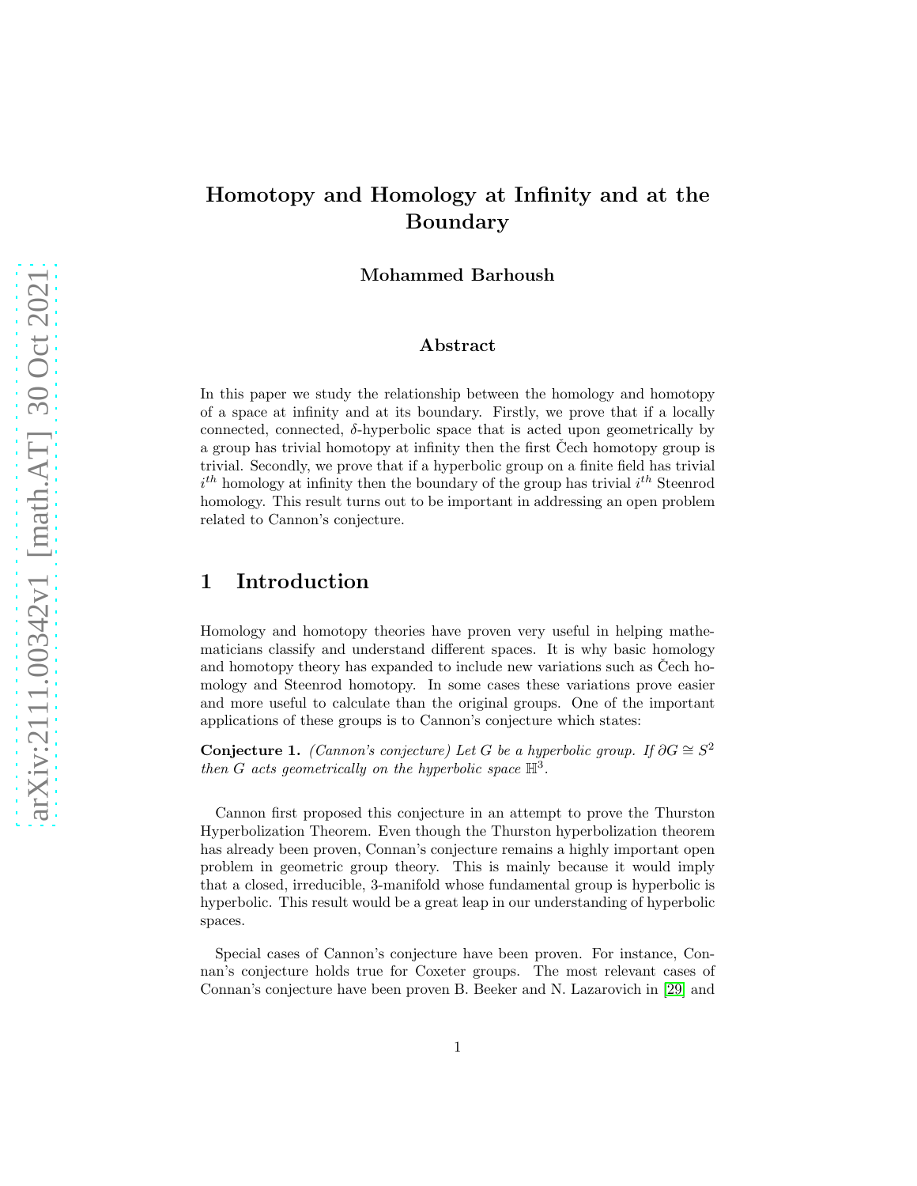# Homotopy and Homology at Infinity and at the Boundary

**Mohammed Barhoush**

## Abstract

In this paper we study the relationship between the homology and homotopy of a space at infinity and at its boundary. Firstly, we prove that if a locally connected, connected, $\delta$-hyperbolic space that is acted upon geometrically by a group has trivial homotopy at infinity then the first Čech homotopy group is trivial. Secondly, we prove that if a hyperbolic group on a finite field has trivial $i^{th}$ homology at infinity then the boundary of the group has trivial $i^{th}$ Steenrod homology. This result turns out to be important in addressing an open problem related to Cannon's conjecture.

## 1 Introduction

Homology and homotopy theories have proven very useful in helping mathematicians classify and understand different spaces. It is why basic homology and homotopy theory has expanded to include new variations such as Čech homology and Steenrod homotopy. In some cases these variations prove easier and more useful to calculate than the original groups. One of the important applications of these groups is to Cannon's conjecture which states:

**Conjecture 1.** *(Cannon's conjecture) Let $G$ be a hyperbolic group. If $\partial G \cong S^2$ then $G$ acts geometrically on the hyperbolic space $\mathbb{H}^3$.*

Cannon first proposed this conjecture in an attempt to prove the Thurston Hyperbolization Theorem. Even though the Thurston hyperbolization theorem has already been proven, Connan's conjecture remains a highly important open problem in geometric group theory. This is mainly because it would imply that a closed, irreducible, 3-manifold whose fundamental group is hyperbolic is hyperbolic. This result would be a great leap in our understanding of hyperbolic spaces.

Special cases of Cannon's conjecture have been proven. For instance, Connan's conjecture holds true for Coxeter groups. The most relevant cases of Connan's conjecture have been proven B. Beeker and N. Lazarovich in [29] and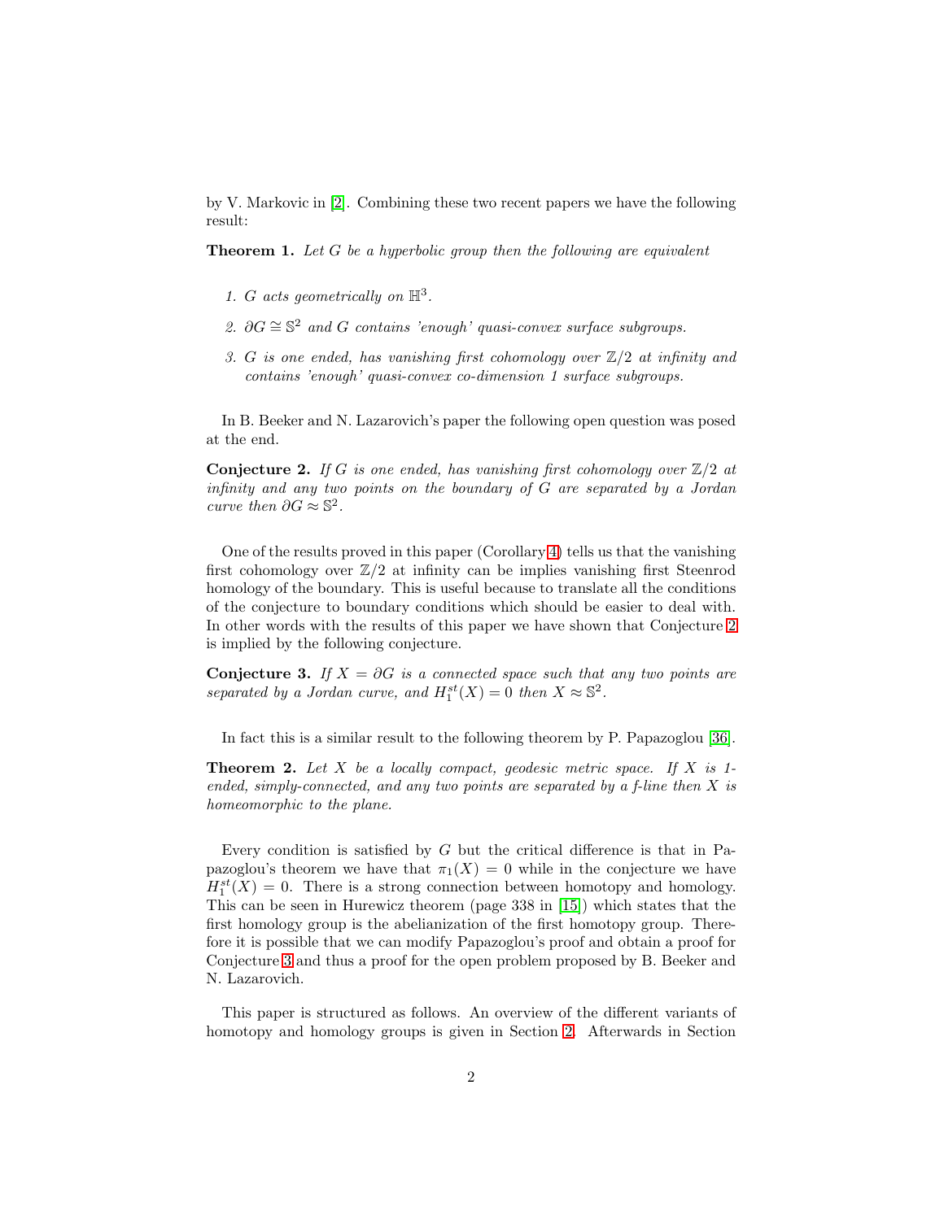by V. Markovic in [2]. Combining these two recent papers we have the following result:

**Theorem 1.** *Let $G$ be a hyperbolic group then the following are equivalent*

1. *$G$ acts geometrically on $\mathbb{H}^3$.*
2. *$\partial G \cong \mathbb{S}^2$ and $G$ contains 'enough' quasi-convex surface subgroups.*
3. *$G$ is one ended, has vanishing first cohomology over $\mathbb{Z}/2$ at infinity and contains 'enough' quasi-convex co-dimension 1 surface subgroups.*

In B. Beeker and N. Lazarovich's paper the following open question was posed at the end.

**Conjecture 2.** *If $G$ is one ended, has vanishing first cohomology over $\mathbb{Z}/2$ at infinity and any two points on the boundary of $G$ are separated by a Jordan curve then $\partial G \approx \mathbb{S}^2$.*

One of the results proved in this paper (Corollary 4) tells us that the vanishing first cohomology over $\mathbb{Z}/2$ at infinity can be implies vanishing first Steenrod homology of the boundary. This is useful because to translate all the conditions of the conjecture to boundary conditions which should be easier to deal with. In other words with the results of this paper we have shown that Conjecture 2 is implied by the following conjecture.

**Conjecture 3.** *If $X = \partial G$ is a connected space such that any two points are separated by a Jordan curve, and $H_1^{st}(X) = 0$ then $X \approx \mathbb{S}^2$.*

In fact this is a similar result to the following theorem by P. Papazoglou [36].

**Theorem 2.** *Let $X$ be a locally compact, geodesic metric space. If $X$ is 1-ended, simply-connected, and any two points are separated by a f-line then $X$ is homeomorphic to the plane.*

Every condition is satisfied by $G$ but the critical difference is that in Papazoglou's theorem we have that $\pi_1(X) = 0$ while in the conjecture we have $H_1^{st}(X) = 0$. There is a strong connection between homotopy and homology. This can be seen in Hurewicz theorem (page 338 in [15]) which states that the first homology group is the abelianization of the first homotopy group. Therefore it is possible that we can modify Papazoglou's proof and obtain a proof for Conjecture 3 and thus a proof for the open problem proposed by B. Beeker and N. Lazarovich.

This paper is structured as follows. An overview of the different variants of homotopy and homology groups is given in Section 2. Afterwards in Section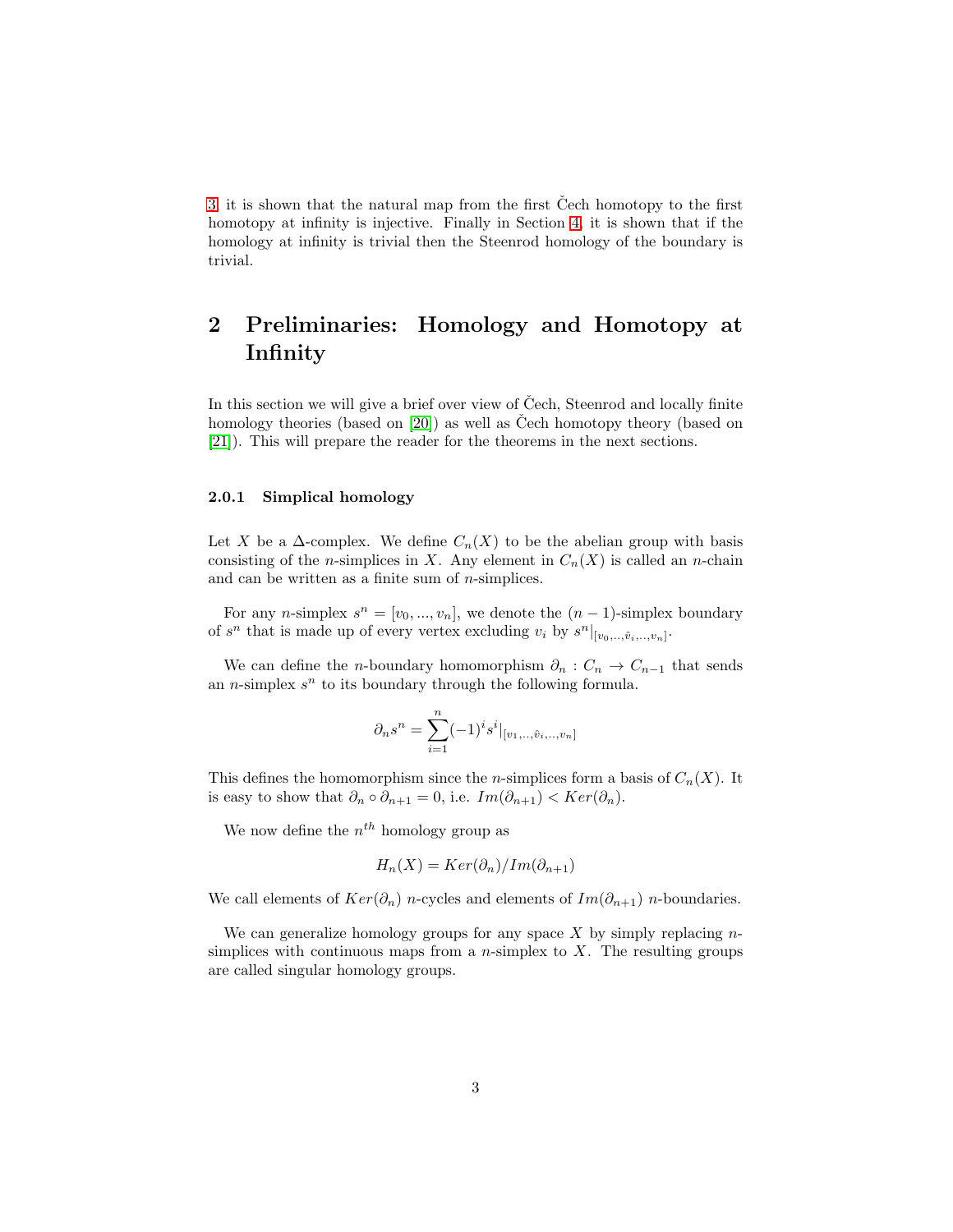3, it is shown that the natural map from the first Čech homotopy to the first homotopy at infinity is injective. Finally in Section 4, it is shown that if the homology at infinity is trivial then the Steenrod homology of the boundary is trivial.

# 2 Preliminaries: Homology and Homotopy at Infinity

In this section we will give a brief over view of Čech, Steenrod and locally finite homology theories (based on [20]) as well as Čech homotopy theory (based on [21]). This will prepare the reader for the theorems in the next sections.

#### 2.0.1 Simplical homology

Let $X$ be a $\Delta$-complex. We define $C_n(X)$ to be the abelian group with basis consisting of the $n$-simplices in $X$. Any element in $C_n(X)$ is called an $n$-chain and can be written as a finite sum of $n$-simplices.

For any $n$-simplex $s^n = [v_0, ..., v_n]$, we denote the $(n-1)$-simplex boundary of $s^n$ that is made up of every vertex excluding $v_i$ by $s^n|_{[v_0,..,\hat{v}_i,..,v_n]}$.

We can define the $n$-boundary homomorphism $\partial_n : C_n \to C_{n-1}$ that sends an $n$-simplex $s^n$ to its boundary through the following formula.

$$\partial_n s^n = \sum_{i=1}^{n} (-1)^i s^i|_{[v_1,..,\hat{v}_i,..,v_n]}$$

This defines the homomorphism since the $n$-simplices form a basis of $C_n(X)$. It is easy to show that $\partial_n \circ \partial_{n+1} = 0$, i.e. $Im(\partial_{n+1}) < Ker(\partial_n)$.

We now define the $n^{th}$ homology group as

$$H_n(X) = Ker(\partial_n)/Im(\partial_{n+1})$$

We call elements of $Ker(\partial_n)$ $n$-cycles and elements of $Im(\partial_{n+1})$ $n$-boundaries.

We can generalize homology groups for any space $X$ by simply replacing $n$-simplices with continuous maps from a $n$-simplex to $X$. The resulting groups are called singular homology groups.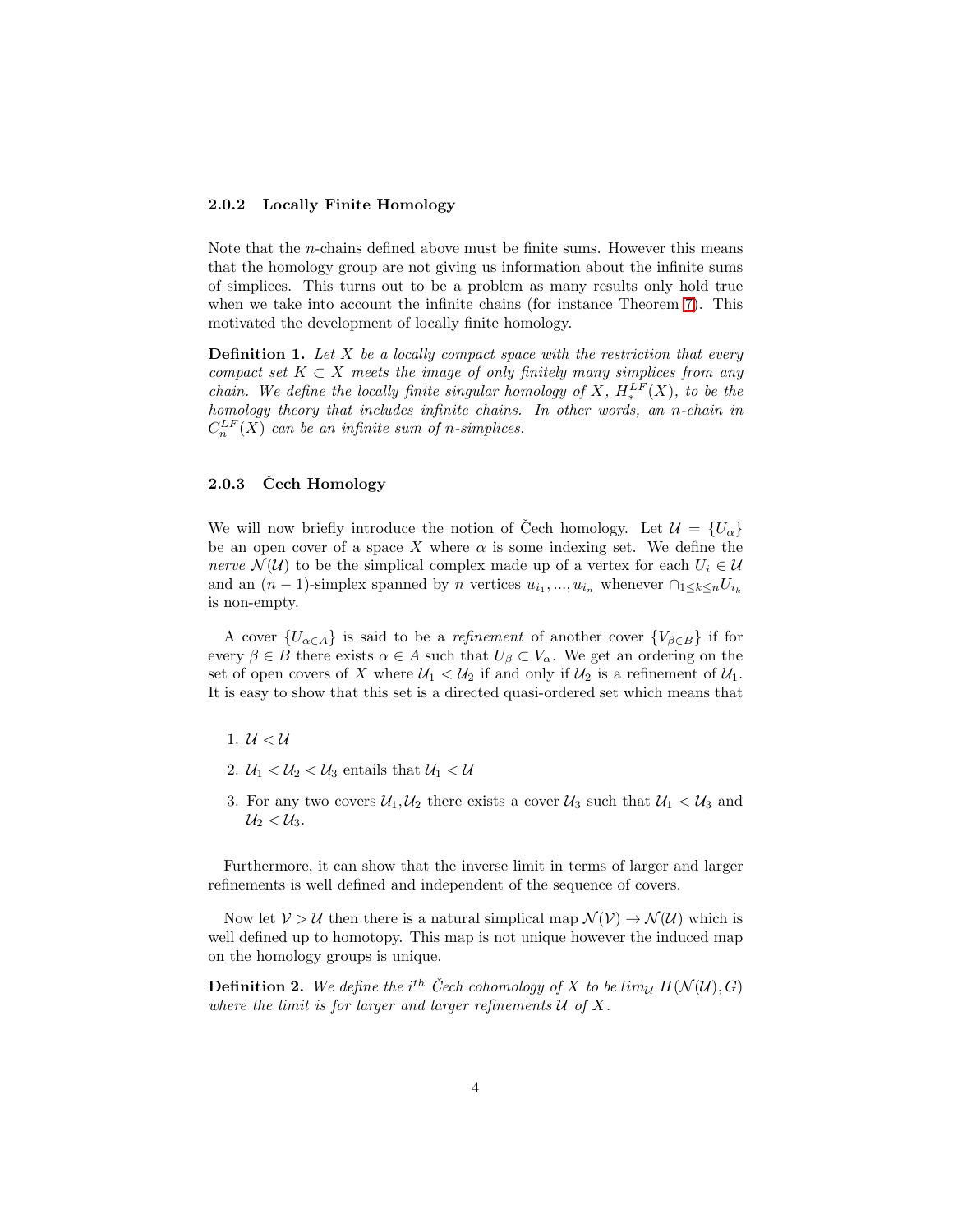### 2.0.2 Locally Finite Homology

Note that the $n$-chains defined above must be finite sums. However this means that the homology group are not giving us information about the infinite sums of simplices. This turns out to be a problem as many results only hold true when we take into account the infinite chains (for instance Theorem 7). This motivated the development of locally finite homology.

**Definition 1.** *Let $X$ be a locally compact space with the restriction that every compact set $K \subset X$ meets the image of only finitely many simplices from any chain. We define the locally finite singular homology of $X$, $H_*^{LF}(X)$, to be the homology theory that includes infinite chains. In other words, an $n$-chain in $C_n^{LF}(X)$ can be an infinite sum of $n$-simplices.*

### 2.0.3 Čech Homology

We will now briefly introduce the notion of Čech homology. Let $\mathcal{U} = \{U_\alpha\}$ be an open cover of a space $X$ where $\alpha$ is some indexing set. We define the *nerve* $\mathcal{N}(\mathcal{U})$ to be the simplical complex made up of a vertex for each $U_i \in \mathcal{U}$ and an $(n-1)$-simplex spanned by $n$ vertices $u_{i_1}, ..., u_{i_n}$ whenever $\cap_{1 \leq k \leq n} U_{i_k}$ is non-empty.

A cover $\{U_{\alpha \in A}\}$ is said to be a *refinement* of another cover $\{V_{\beta \in B}\}$ if for every $\beta \in B$ there exists $\alpha \in A$ such that $U_\beta \subset V_\alpha$. We get an ordering on the set of open covers of $X$ where $\mathcal{U}_1 < \mathcal{U}_2$ if and only if $\mathcal{U}_2$ is a refinement of $\mathcal{U}_1$. It is easy to show that this set is a directed quasi-ordered set which means that

1. $\mathcal{U} < \mathcal{U}$
2. $\mathcal{U}_1 < \mathcal{U}_2 < \mathcal{U}_3$ entails that $\mathcal{U}_1 < \mathcal{U}$
3. For any two covers $\mathcal{U}_1$,$\mathcal{U}_2$ there exists a cover $\mathcal{U}_3$ such that $\mathcal{U}_1 < \mathcal{U}_3$ and $\mathcal{U}_2 < \mathcal{U}_3$.

Furthermore, it can show that the inverse limit in terms of larger and larger refinements is well defined and independent of the sequence of covers.

Now let $\mathcal{V} > \mathcal{U}$ then there is a natural simplical map $\mathcal{N}(\mathcal{V}) \to \mathcal{N}(\mathcal{U})$ which is well defined up to homotopy. This map is not unique however the induced map on the homology groups is unique.

**Definition 2.** *We define the $i^{th}$ Čech cohomology of $X$ to be $lim_{\mathcal{U}}\ H(\mathcal{N}(\mathcal{U}), G)$ where the limit is for larger and larger refinements $\mathcal{U}$ of $X$.*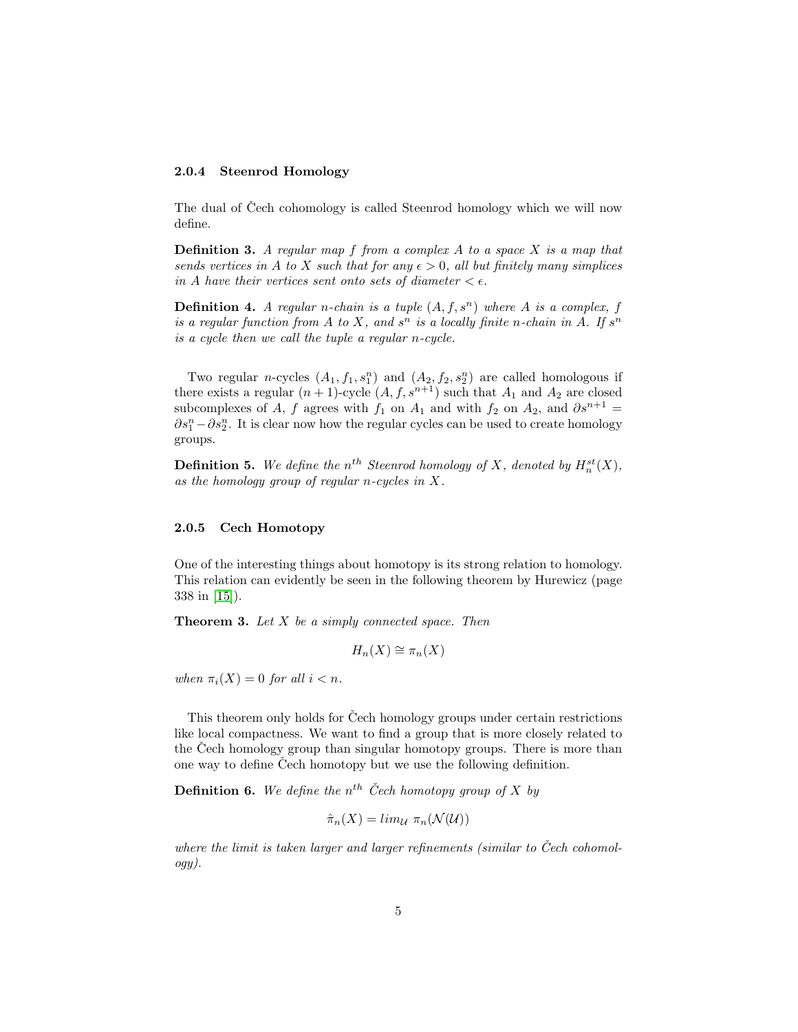### 2.0.4 Steenrod Homology

The dual of Čech cohomology is called Steenrod homology which we will now define.

**Definition 3.** *A regular map $f$ from a complex $A$ to a space $X$ is a map that sends vertices in $A$ to $X$ such that for any $\epsilon > 0$, all but finitely many simplices in $A$ have their vertices sent onto sets of diameter $< \epsilon$.*

**Definition 4.** *A regular $n$-chain is a tuple $(A, f, s^n)$ where $A$ is a complex, $f$ is a regular function from $A$ to $X$, and $s^n$ is a locally finite $n$-chain in $A$. If $s^n$ is a cycle then we call the tuple a regular $n$-cycle.*

Two regular $n$-cycles $(A_1, f_1, s_1^n)$ and $(A_2, f_2, s_2^n)$ are called homologous if there exists a regular $(n+1)$-cycle $(A, f, s^{n+1})$ such that $A_1$ and $A_2$ are closed subcomplexes of $A$, $f$ agrees with $f_1$ on $A_1$ and with $f_2$ on $A_2$, and $\partial s^{n+1} = \partial s_1^n - \partial s_2^n$. It is clear now how the regular cycles can be used to create homology groups.

**Definition 5.** *We define the $n^{th}$ Steenrod homology of $X$, denoted by $H_n^{st}(X)$, as the homology group of regular $n$-cycles in $X$.*

### 2.0.5 Cech Homotopy

One of the interesting things about homotopy is its strong relation to homology. This relation can evidently be seen in the following theorem by Hurewicz (page 338 in [15]).

**Theorem 3.** *Let $X$ be a simply connected space. Then*

$$H_n(X) \cong \pi_n(X)$$

*when $\pi_i(X) = 0$ for all $i < n$.*

This theorem only holds for Čech homology groups under certain restrictions like local compactness. We want to find a group that is more closely related to the Čech homology group than singular homotopy groups. There is more than one way to define Čech homotopy but we use the following definition.

**Definition 6.** *We define the $n^{th}$ Čech homotopy group of $X$ by*

$$\hat{\pi}_n(X) = lim_{\mathcal{U}}\ \pi_n(\mathcal{N}(\mathcal{U}))$$

*where the limit is taken larger and larger refinements (similar to Čech cohomology).*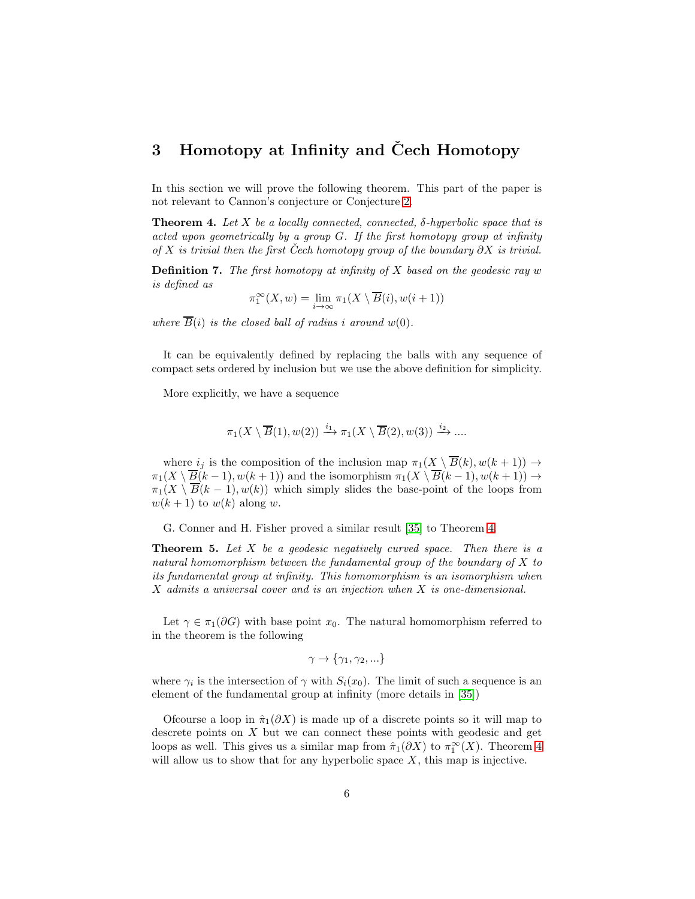## 3 Homotopy at Infinity and Čech Homotopy

In this section we will prove the following theorem. This part of the paper is not relevant to Cannon's conjecture or Conjecture 2.

**Theorem 4.** *Let $X$ be a locally connected, connected, $\delta$-hyperbolic space that is acted upon geometrically by a group $G$. If the first homotopy group at infinity of $X$ is trivial then the first Čech homotopy group of the boundary $\partial X$ is trivial.*

**Definition 7.** *The first homotopy at infinity of $X$ based on the geodesic ray $w$ is defined as*

$$\pi_1^\infty(X, w) = \lim_{i \to \infty} \pi_1(X \setminus \overline{B}(i), w(i+1))$$

*where $\overline{B}(i)$ is the closed ball of radius $i$ around $w(0)$.*

It can be equivalently defined by replacing the balls with any sequence of compact sets ordered by inclusion but we use the above definition for simplicity.

More explicitly, we have a sequence

$$\pi_1(X \setminus \overline{B}(1), w(2)) \xrightarrow{i_1} \pi_1(X \setminus \overline{B}(2), w(3)) \xrightarrow{i_2} ....$$

where $i_j$ is the composition of the inclusion map $\pi_1(X \setminus \overline{B}(k), w(k+1)) \to \pi_1(X \setminus \overline{B}(k-1), w(k+1))$ and the isomorphism $\pi_1(X \setminus \overline{B}(k-1), w(k+1)) \to \pi_1(X \setminus \overline{B}(k-1), w(k))$ which simply slides the base-point of the loops from $w(k+1)$ to $w(k)$ along $w$.

G. Conner and H. Fisher proved a similar result [35] to Theorem 4.

**Theorem 5.** *Let $X$ be a geodesic negatively curved space. Then there is a natural homomorphism between the fundamental group of the boundary of $X$ to its fundamental group at infinity. This homomorphism is an isomorphism when $X$ admits a universal cover and is an injection when $X$ is one-dimensional.*

Let $\gamma \in \pi_1(\partial G)$ with base point $x_0$. The natural homomorphism referred to in the theorem is the following

$$\gamma \to \{\gamma_1, \gamma_2, ...\}$$

where $\gamma_i$ is the intersection of $\gamma$ with $S_i(x_0)$. The limit of such a sequence is an element of the fundamental group at infinity (more details in [35])

Ofcourse a loop in $\check{\pi}_1(\partial X)$ is made up of a discrete points so it will map to descrete points on $X$ but we can connect these points with geodesic and get loops as well. This gives us a similar map from $\check{\pi}_1(\partial X)$ to $\pi_1^\infty(X)$. Theorem 4 will allow us to show that for any hyperbolic space $X$, this map is injective.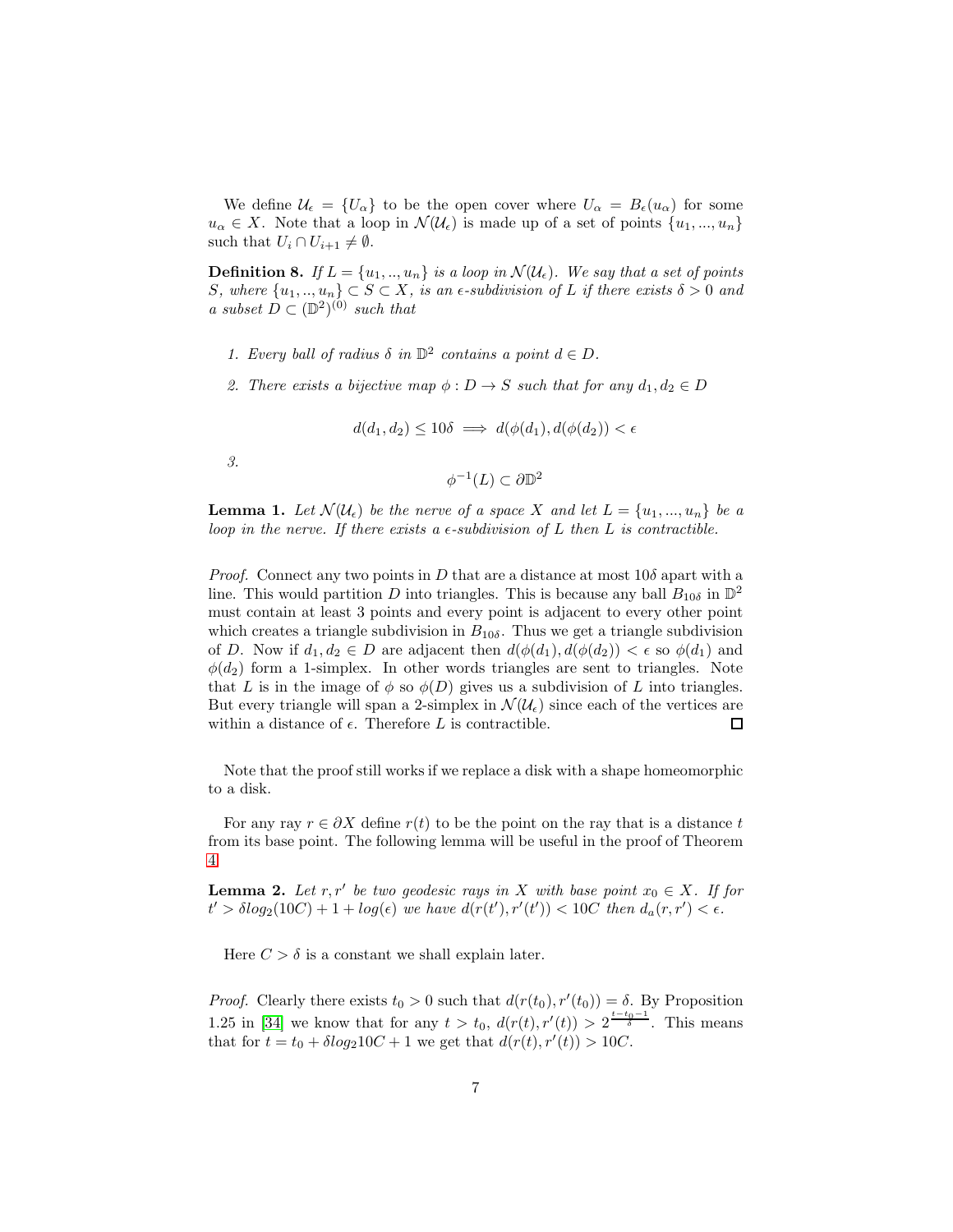We define $\mathcal{U}_\epsilon = \{U_\alpha\}$ to be the open cover where $U_\alpha = B_\epsilon(u_\alpha)$ for some $u_\alpha \in X$. Note that a loop in $\mathcal{N}(\mathcal{U}_\epsilon)$ is made up of a set of points $\{u_1, ..., u_n\}$ such that $U_i \cap U_{i+1} \neq \emptyset$.

**Definition 8.** *If $L = \{u_1, .., u_n\}$ is a loop in $\mathcal{N}(\mathcal{U}_\epsilon)$. We say that a set of points $S$, where $\{u_1, .., u_n\} \subset S \subset X$, is an $\epsilon$-subdivision of $L$ if there exists $\delta > 0$ and a subset $D \subset (\mathbb{D}^2)^{(0)}$ such that*

1. *Every ball of radius $\delta$ in $\mathbb{D}^2$ contains a point $d \in D$.*
2. *There exists a bijective map $\phi : D \to S$ such that for any $d_1, d_2 \in D$*
$$d(d_1, d_2) \leq 10\delta \implies d(\phi(d_1), d(\phi(d_2)) < \epsilon$$
3. $$\phi^{-1}(L) \subset \partial\mathbb{D}^2$$

**Lemma 1.** *Let $\mathcal{N}(\mathcal{U}_\epsilon)$ be the nerve of a space $X$ and let $L = \{u_1, ..., u_n\}$ be a loop in the nerve. If there exists a $\epsilon$-subdivision of $L$ then $L$ is contractible.*

*Proof.* Connect any two points in $D$ that are a distance at most $10\delta$ apart with a line. This would partition $D$ into triangles. This is because any ball $B_{10\delta}$ in $\mathbb{D}^2$ must contain at least 3 points and every point is adjacent to every other point which creates a triangle subdivision in $B_{10\delta}$. Thus we get a triangle subdivision of $D$. Now if $d_1, d_2 \in D$ are adjacent then $d(\phi(d_1), d(\phi(d_2)) < \epsilon$ so $\phi(d_1)$ and $\phi(d_2)$ form a 1-simplex. In other words triangles are sent to triangles. Note that $L$ is in the image of $\phi$ so $\phi(D)$ gives us a subdivision of $L$ into triangles. But every triangle will span a 2-simplex in $\mathcal{N}(\mathcal{U}_\epsilon)$ since each of the vertices are within a distance of $\epsilon$. Therefore $L$ is contractible. $\square$

Note that the proof still works if we replace a disk with a shape homeomorphic to a disk.

For any ray $r \in \partial X$ define $r(t)$ to be the point on the ray that is a distance $t$ from its base point. The following lemma will be useful in the proof of Theorem 4.

**Lemma 2.** *Let $r, r'$ be two geodesic rays in $X$ with base point $x_0 \in X$. If for $t' > \delta log_2(10C) + 1 + log(\epsilon)$ we have $d(r(t'), r'(t')) < 10C$ then $d_a(r, r') < \epsilon$.*

Here $C > \delta$ is a constant we shall explain later.

*Proof.* Clearly there exists $t_0 > 0$ such that $d(r(t_0), r'(t_0)) = \delta$. By Proposition 1.25 in [34] we know that for any $t > t_0$, $d(r(t), r'(t)) > 2^{\frac{t-t_0-1}{\delta}}$. This means that for $t = t_0 + \delta log_2 10C + 1$ we get that $d(r(t), r'(t)) > 10C$.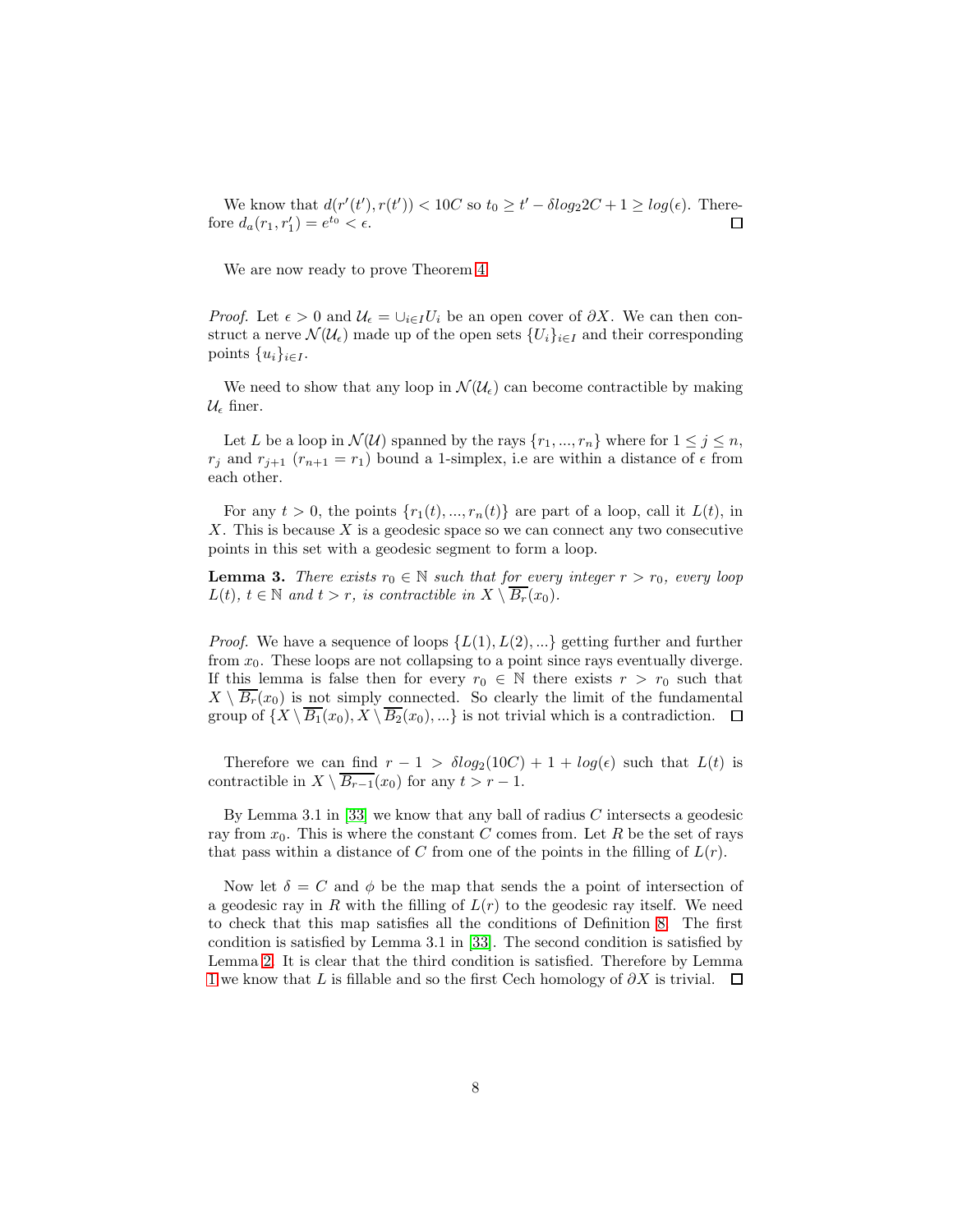We know that $d(r'(t'), r(t')) < 10C$ so $t_0 \geq t' - \delta log_2 2C + 1 \geq log(\epsilon)$. Therefore $d_a(r_1, r_1') = e^{t_0} < \epsilon$. □

We are now ready to prove Theorem 4.

*Proof.* Let $\epsilon > 0$ and $\mathcal{U}_\epsilon = \cup_{i \in I} U_i$ be an open cover of $\partial X$. We can then construct a nerve $\mathcal{N}(\mathcal{U}_\epsilon)$ made up of the open sets $\{U_i\}_{i \in I}$ and their corresponding points $\{u_i\}_{i \in I}$.

We need to show that any loop in $\mathcal{N}(\mathcal{U}_\epsilon)$ can become contractible by making $\mathcal{U}_\epsilon$ finer.

Let $L$ be a loop in $\mathcal{N}(\mathcal{U})$ spanned by the rays $\{r_1, ..., r_n\}$ where for $1 \leq j \leq n$, $r_j$ and $r_{j+1}$ ($r_{n+1} = r_1$) bound a 1-simplex, i.e are within a distance of $\epsilon$ from each other.

For any $t > 0$, the points $\{r_1(t), ..., r_n(t)\}$ are part of a loop, call it $L(t)$, in $X$. This is because $X$ is a geodesic space so we can connect any two consecutive points in this set with a geodesic segment to form a loop.

**Lemma 3.** *There exists $r_0 \in \mathbb{N}$ such that for every integer $r > r_0$, every loop $L(t)$, $t \in \mathbb{N}$ and $t > r$, is contractible in $X \setminus \overline{B_r}(x_0)$.*

*Proof.* We have a sequence of loops $\{L(1), L(2), ...\}$ getting further and further from $x_0$. These loops are not collapsing to a point since rays eventually diverge. If this lemma is false then for every $r_0 \in \mathbb{N}$ there exists $r > r_0$ such that $X \setminus \overline{B_r}(x_0)$ is not simply connected. So clearly the limit of the fundamental group of $\{X \setminus \overline{B_1}(x_0), X \setminus \overline{B_2}(x_0), ...\}$ is not trivial which is a contradiction. □

Therefore we can find $r - 1 > \delta log_2(10C) + 1 + log(\epsilon)$ such that $L(t)$ is contractible in $X \setminus \overline{B_{r-1}}(x_0)$ for any $t > r - 1$.

By Lemma 3.1 in [33] we know that any ball of radius $C$ intersects a geodesic ray from $x_0$. This is where the constant $C$ comes from. Let $R$ be the set of rays that pass within a distance of $C$ from one of the points in the filling of $L(r)$.

Now let $\delta = C$ and $\phi$ be the map that sends the a point of intersection of a geodesic ray in $R$ with the filling of $L(r)$ to the geodesic ray itself. We need to check that this map satisfies all the conditions of Definition 8. The first condition is satisfied by Lemma 3.1 in [33]. The second condition is satisfied by Lemma 2. It is clear that the third condition is satisfied. Therefore by Lemma 1 we know that $L$ is fillable and so the first Cech homology of $\partial X$ is trivial. □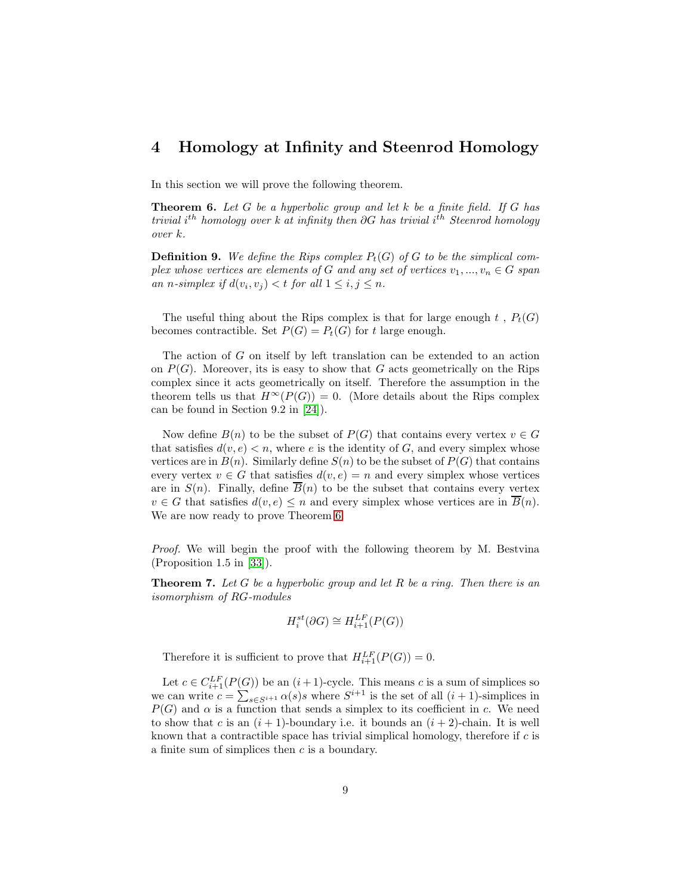# 4 Homology at Infinity and Steenrod Homology

In this section we will prove the following theorem.

**Theorem 6.** *Let $G$ be a hyperbolic group and let $k$ be a finite field. If $G$ has trivial $i^{th}$ homology over $k$ at infinity then $\partial G$ has trivial $i^{th}$ Steenrod homology over $k$.*

**Definition 9.** *We define the Rips complex $P_t(G)$ of $G$ to be the simplical complex whose vertices are elements of $G$ and any set of vertices $v_1, ..., v_n \in G$ span an $n$-simplex if $d(v_i, v_j) < t$ for all $1 \leq i, j \leq n$.*

The useful thing about the Rips complex is that for large enough $t$ , $P_t(G)$ becomes contractible. Set $P(G) = P_t(G)$ for $t$ large enough.

The action of $G$ on itself by left translation can be extended to an action on $P(G)$. Moreover, its is easy to show that $G$ acts geometrically on the Rips complex since it acts geometrically on itself. Therefore the assumption in the theorem tells us that $H^{\infty}(P(G)) = 0$. (More details about the Rips complex can be found in Section 9.2 in [24]).

Now define $B(n)$ to be the subset of $P(G)$ that contains every vertex $v \in G$ that satisfies $d(v, e) < n$, where $e$ is the identity of $G$, and every simplex whose vertices are in $B(n)$. Similarly define $S(n)$ to be the subset of $P(G)$ that contains every vertex $v \in G$ that satisfies $d(v, e) = n$ and every simplex whose vertices are in $S(n)$. Finally, define $\overline{B}(n)$ to be the subset that contains every vertex $v \in G$ that satisfies $d(v, e) \leq n$ and every simplex whose vertices are in $\overline{B}(n)$. We are now ready to prove Theorem 6.

*Proof.* We will begin the proof with the following theorem by M. Bestvina (Proposition 1.5 in [33]).

**Theorem 7.** *Let $G$ be a hyperbolic group and let $R$ be a ring. Then there is an isomorphism of $RG$-modules*

$$H_i^{st}(\partial G) \cong H_{i+1}^{LF}(P(G))$$

Therefore it is sufficient to prove that $H_{i+1}^{LF}(P(G)) = 0$.

Let $c \in C_{i+1}^{LF}(P(G))$ be an $(i+1)$-cycle. This means $c$ is a sum of simplices so we can write $c = \sum_{s \in S^{i+1}} \alpha(s)s$ where $S^{i+1}$ is the set of all $(i+1)$-simplices in $P(G)$ and $\alpha$ is a function that sends a simplex to its coefficient in $c$. We need to show that $c$ is an $(i+1)$-boundary i.e. it bounds an $(i+2)$-chain. It is well known that a contractible space has trivial simplical homology, therefore if $c$ is a finite sum of simplices then $c$ is a boundary.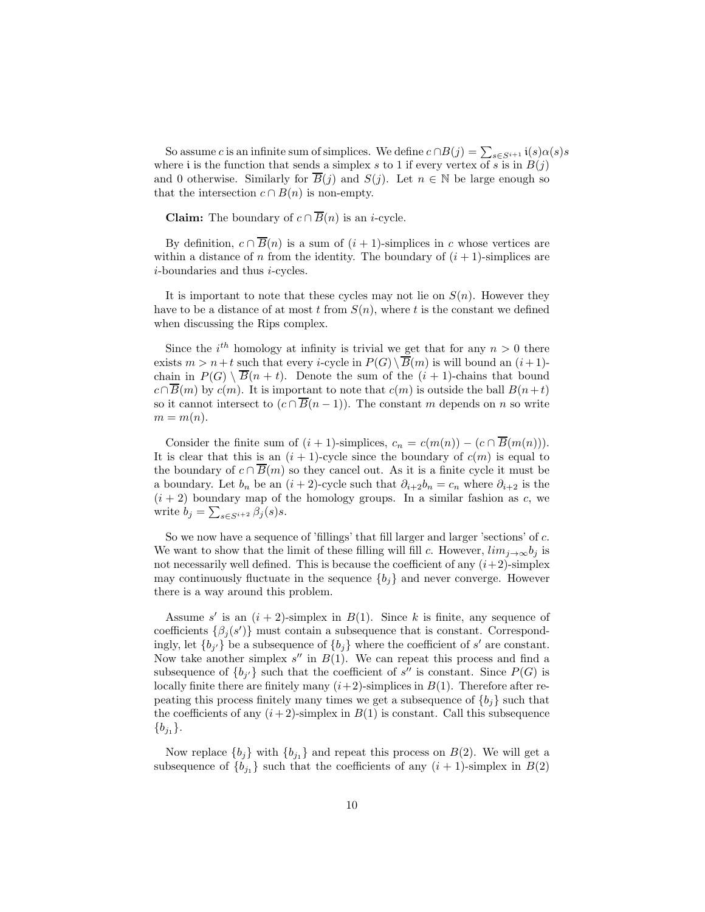So assume $c$ is an infinite sum of simplices. We define $c \cap B(j) = \sum_{s \in S^{i+1}} \mathfrak{i}(s)\alpha(s)s$ where $\mathfrak{i}$ is the function that sends a simplex $s$ to 1 if every vertex of $s$ is in $B(j)$ and 0 otherwise. Similarly for $\overline{B}(j)$ and $S(j)$. Let $n \in \mathbb{N}$ be large enough so that the intersection $c \cap B(n)$ is non-empty.

**Claim:** The boundary of $c \cap \overline{B}(n)$ is an $i$-cycle.

By definition, $c \cap \overline{B}(n)$ is a sum of $(i+1)$-simplices in $c$ whose vertices are within a distance of $n$ from the identity. The boundary of $(i+1)$-simplices are $i$-boundaries and thus $i$-cycles.

It is important to note that these cycles may not lie on $S(n)$. However they have to be a distance of at most $t$ from $S(n)$, where $t$ is the constant we defined when discussing the Rips complex.

Since the $i^{th}$ homology at infinity is trivial we get that for any $n > 0$ there exists $m > n+t$ such that every $i$-cycle in $P(G) \setminus \overline{B}(m)$ is will bound an $(i+1)$-chain in $P(G) \setminus \overline{B}(n+t)$. Denote the sum of the $(i+1)$-chains that bound $c \cap \overline{B}(m)$ by $c(m)$. It is important to note that $c(m)$ is outside the ball $B(n+t)$ so it cannot intersect to $(c \cap \overline{B}(n-1))$. The constant $m$ depends on $n$ so write $m = m(n)$.

Consider the finite sum of $(i+1)$-simplices, $c_n = c(m(n)) - (c \cap \overline{B}(m(n)))$. It is clear that this is an $(i+1)$-cycle since the boundary of $c(m)$ is equal to the boundary of $c \cap \overline{B}(m)$ so they cancel out. As it is a finite cycle it must be a boundary. Let $b_n$ be an $(i+2)$-cycle such that $\partial_{i+2} b_n = c_n$ where $\partial_{i+2}$ is the $(i+2)$ boundary map of the homology groups. In a similar fashion as $c$, we write $b_j = \sum_{s \in S^{i+2}} \beta_j(s)s$.

So we now have a sequence of 'fillings' that fill larger and larger 'sections' of $c$. We want to show that the limit of these filling will fill $c$. However, $lim_{j \to \infty} b_j$ is not necessarily well defined. This is because the coefficient of any $(i+2)$-simplex may continuously fluctuate in the sequence $\{b_j\}$ and never converge. However there is a way around this problem.

Assume $s'$ is an $(i+2)$-simplex in $B(1)$. Since $k$ is finite, any sequence of coefficients $\{\beta_j(s')\}$ must contain a subsequence that is constant. Correspondingly, let $\{b_{j'}\}$ be a subsequence of $\{b_j\}$ where the coefficient of $s'$ are constant. Now take another simplex $s''$ in $B(1)$. We can repeat this process and find a subsequence of $\{b_{j'}\}$ such that the coefficient of $s''$ is constant. Since $P(G)$ is locally finite there are finitely many $(i+2)$-simplices in $B(1)$. Therefore after repeating this process finitely many times we get a subsequence of $\{b_j\}$ such that the coefficients of any $(i+2)$-simplex in $B(1)$ is constant. Call this subsequence $\{b_{j_1}\}$.

Now replace $\{b_j\}$ with $\{b_{j_1}\}$ and repeat this process on $B(2)$. We will get a subsequence of $\{b_{j_1}\}$ such that the coefficients of any $(i+1)$-simplex in $B(2)$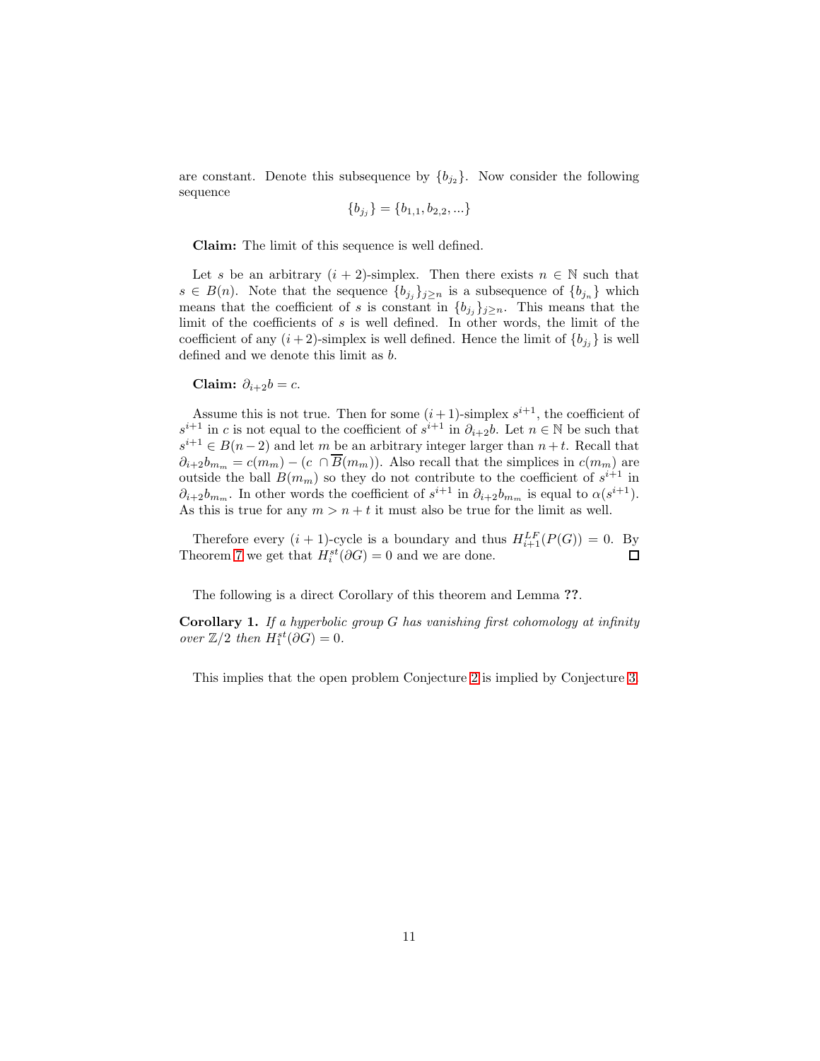are constant. Denote this subsequence by $\{b_{j_2}\}$. Now consider the following sequence

$$\{b_{j_j}\} = \{b_{1,1}, b_{2,2}, ...\}$$

**Claim:** The limit of this sequence is well defined.

Let $s$ be an arbitrary $(i+2)$-simplex. Then there exists $n \in \mathbb{N}$ such that $s \in B(n)$. Note that the sequence $\{b_{j_j}\}_{j \geq n}$ is a subsequence of $\{b_{j_n}\}$ which means that the coefficient of $s$ is constant in $\{b_{j_j}\}_{j \geq n}$. This means that the limit of the coefficients of $s$ is well defined. In other words, the limit of the coefficient of any $(i+2)$-simplex is well defined. Hence the limit of $\{b_{j_j}\}$ is well defined and we denote this limit as $b$.

**Claim:** $\partial_{i+2} b = c$.

Assume this is not true. Then for some $(i+1)$-simplex $s^{i+1}$, the coefficient of $s^{i+1}$ in $c$ is not equal to the coefficient of $s^{i+1}$ in $\partial_{i+2} b$. Let $n \in \mathbb{N}$ be such that $s^{i+1} \in B(n-2)$ and let $m$ be an arbitrary integer larger than $n+t$. Recall that $\partial_{i+2} b_{m_m} = c(m_m) - (c \cap \overline{B}(m_m))$. Also recall that the simplices in $c(m_m)$ are outside the ball $B(m_m)$ so they do not contribute to the coefficient of $s^{i+1}$ in $\partial_{i+2} b_{m_m}$. In other words the coefficient of $s^{i+1}$ in $\partial_{i+2} b_{m_m}$ is equal to $\alpha(s^{i+1})$. As this is true for any $m > n+t$ it must also be true for the limit as well.

Therefore every $(i+1)$-cycle is a boundary and thus $H^{LF}_{i+1}(P(G)) = 0$. By Theorem 7 we get that $H^{st}_i(\partial G) = 0$ and we are done. $\square$

The following is a direct Corollary of this theorem and Lemma **??**.

**Corollary 1.** *If a hyperbolic group $G$ has vanishing first cohomology at infinity over $\mathbb{Z}/2$ then $H^{st}_1(\partial G) = 0$.*

This implies that the open problem Conjecture 2 is implied by Conjecture 3.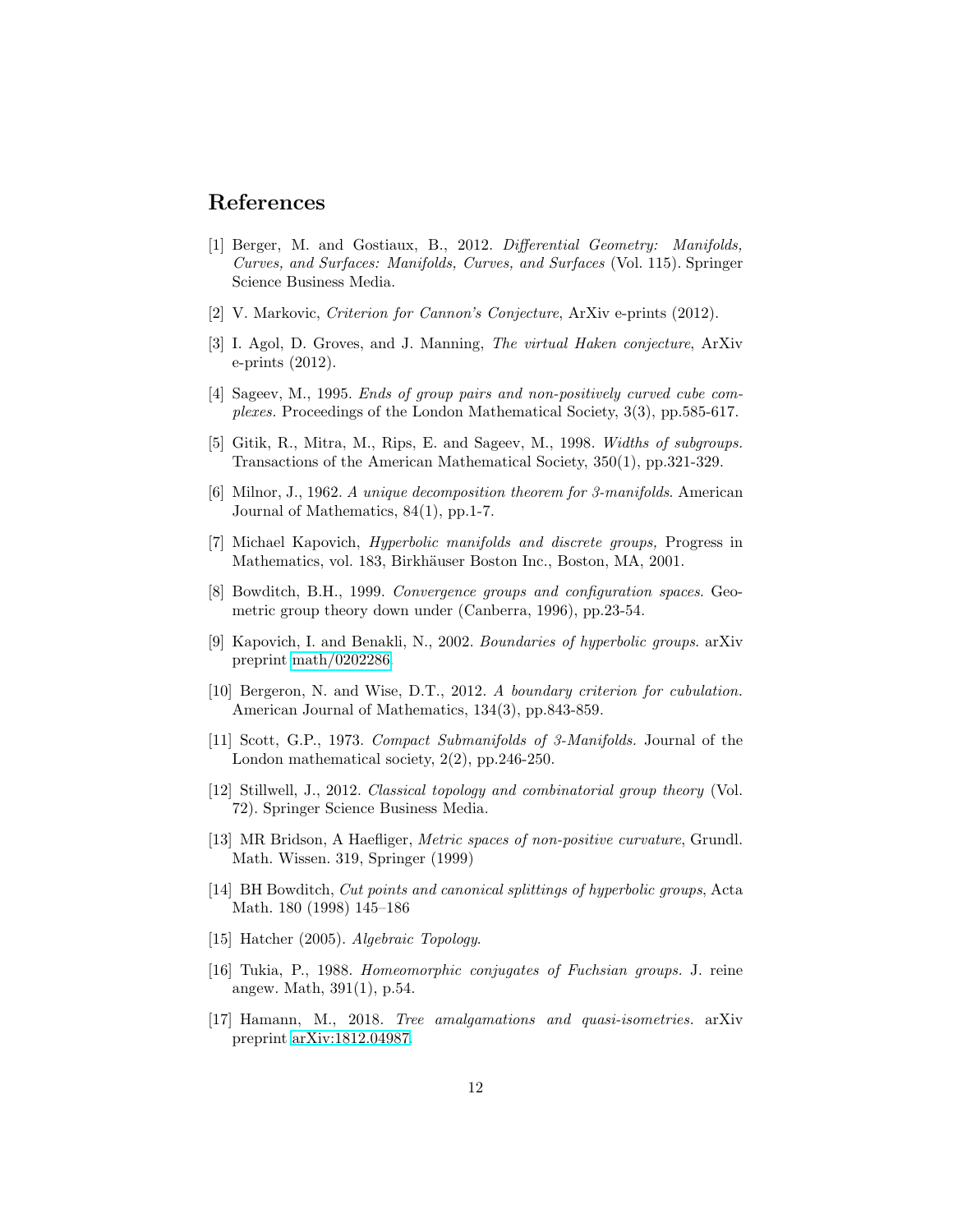## References

[1] Berger, M. and Gostiaux, B., 2012. *Differential Geometry: Manifolds, Curves, and Surfaces: Manifolds, Curves, and Surfaces* (Vol. 115). Springer Science Business Media.

[2] V. Markovic, *Criterion for Cannon's Conjecture*, ArXiv e-prints (2012).

[3] I. Agol, D. Groves, and J. Manning, *The virtual Haken conjecture*, ArXiv e-prints (2012).

[4] Sageev, M., 1995. *Ends of group pairs and non-positively curved cube complexes.* Proceedings of the London Mathematical Society, 3(3), pp.585-617.

[5] Gitik, R., Mitra, M., Rips, E. and Sageev, M., 1998. *Widths of subgroups.* Transactions of the American Mathematical Society, 350(1), pp.321-329.

[6] Milnor, J., 1962. *A unique decomposition theorem for 3-manifolds*. American Journal of Mathematics, 84(1), pp.1-7.

[7] Michael Kapovich, *Hyperbolic manifolds and discrete groups,* Progress in Mathematics, vol. 183, Birkhäuser Boston Inc., Boston, MA, 2001.

[8] Bowditch, B.H., 1999. *Convergence groups and configuration spaces.* Geometric group theory down under (Canberra, 1996), pp.23-54.

[9] Kapovich, I. and Benakli, N., 2002. *Boundaries of hyperbolic groups.* arXiv preprint math/0202286.

[10] Bergeron, N. and Wise, D.T., 2012. *A boundary criterion for cubulation.* American Journal of Mathematics, 134(3), pp.843-859.

[11] Scott, G.P., 1973. *Compact Submanifolds of 3-Manifolds.* Journal of the London mathematical society, 2(2), pp.246-250.

[12] Stillwell, J., 2012. *Classical topology and combinatorial group theory* (Vol. 72). Springer Science Business Media.

[13] MR Bridson, A Haefliger, *Metric spaces of non-positive curvature*, Grundl. Math. Wissen. 319, Springer (1999)

[14] BH Bowditch, *Cut points and canonical splittings of hyperbolic groups*, Acta Math. 180 (1998) 145–186

[15] Hatcher (2005). *Algebraic Topology.*

[16] Tukia, P., 1988. *Homeomorphic conjugates of Fuchsian groups.* J. reine angew. Math, 391(1), p.54.

[17] Hamann, M., 2018. *Tree amalgamations and quasi-isometries.* arXiv preprint arXiv:1812.04987.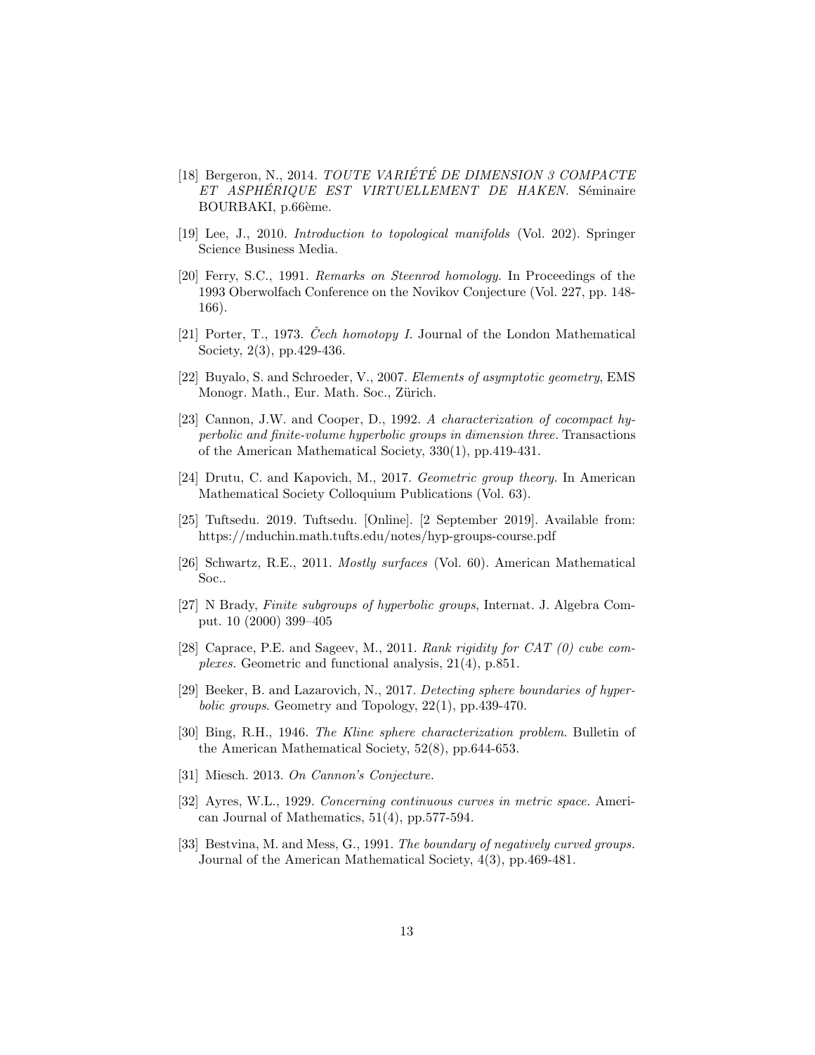[18] Bergeron, N., 2014. *TOUTE VARIÉTÉ DE DIMENSION 3 COMPACTE ET ASPHÉRIQUE EST VIRTUELLEMENT DE HAKEN.* Séminaire BOURBAKI, p.66ème.

[19] Lee, J., 2010. *Introduction to topological manifolds* (Vol. 202). Springer Science Business Media.

[20] Ferry, S.C., 1991. *Remarks on Steenrod homology.* In Proceedings of the 1993 Oberwolfach Conference on the Novikov Conjecture (Vol. 227, pp. 148-166).

[21] Porter, T., 1973. *Čech homotopy I.* Journal of the London Mathematical Society, 2(3), pp.429-436.

[22] Buyalo, S. and Schroeder, V., 2007. *Elements of asymptotic geometry*, EMS Monogr. Math., Eur. Math. Soc., Zürich.

[23] Cannon, J.W. and Cooper, D., 1992. *A characterization of cocompact hyperbolic and finite-volume hyperbolic groups in dimension three.* Transactions of the American Mathematical Society, 330(1), pp.419-431.

[24] Drutu, C. and Kapovich, M., 2017. *Geometric group theory.* In American Mathematical Society Colloquium Publications (Vol. 63).

[25] Tuftsedu. 2019. Tuftsedu. [Online]. [2 September 2019]. Available from: https://mduchin.math.tufts.edu/notes/hyp-groups-course.pdf

[26] Schwartz, R.E., 2011. *Mostly surfaces* (Vol. 60). American Mathematical Soc..

[27] N Brady, *Finite subgroups of hyperbolic groups*, Internat. J. Algebra Comput. 10 (2000) 399–405

[28] Caprace, P.E. and Sageev, M., 2011. *Rank rigidity for CAT (0) cube complexes.* Geometric and functional analysis, 21(4), p.851.

[29] Beeker, B. and Lazarovich, N., 2017. *Detecting sphere boundaries of hyperbolic groups*. Geometry and Topology, 22(1), pp.439-470.

[30] Bing, R.H., 1946. *The Kline sphere characterization problem*. Bulletin of the American Mathematical Society, 52(8), pp.644-653.

[31] Miesch. 2013. *On Cannon's Conjecture.*

[32] Ayres, W.L., 1929. *Concerning continuous curves in metric space.* American Journal of Mathematics, 51(4), pp.577-594.

[33] Bestvina, M. and Mess, G., 1991. *The boundary of negatively curved groups.* Journal of the American Mathematical Society, 4(3), pp.469-481.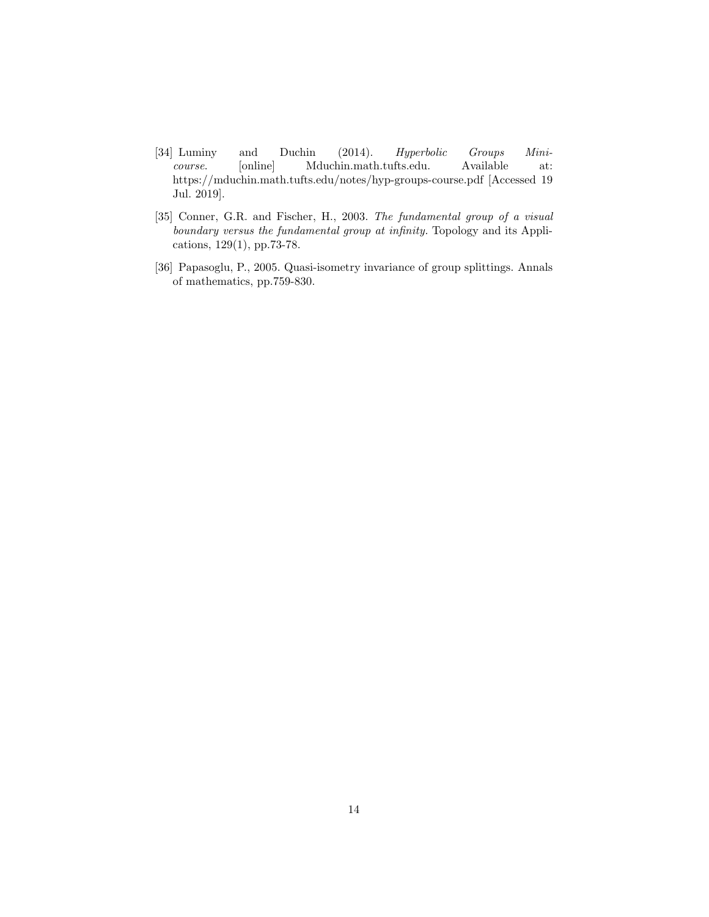[34] Luminy and Duchin (2014). *Hyperbolic Groups Mini-course*. [online] Mduchin.math.tufts.edu. Available at: https://mduchin.math.tufts.edu/notes/hyp-groups-course.pdf [Accessed 19 Jul. 2019].

[35] Conner, G.R. and Fischer, H., 2003. *The fundamental group of a visual boundary versus the fundamental group at infinity.* Topology and its Applications, 129(1), pp.73-78.

[36] Papasoglu, P., 2005. Quasi-isometry invariance of group splittings. Annals of mathematics, pp.759-830.